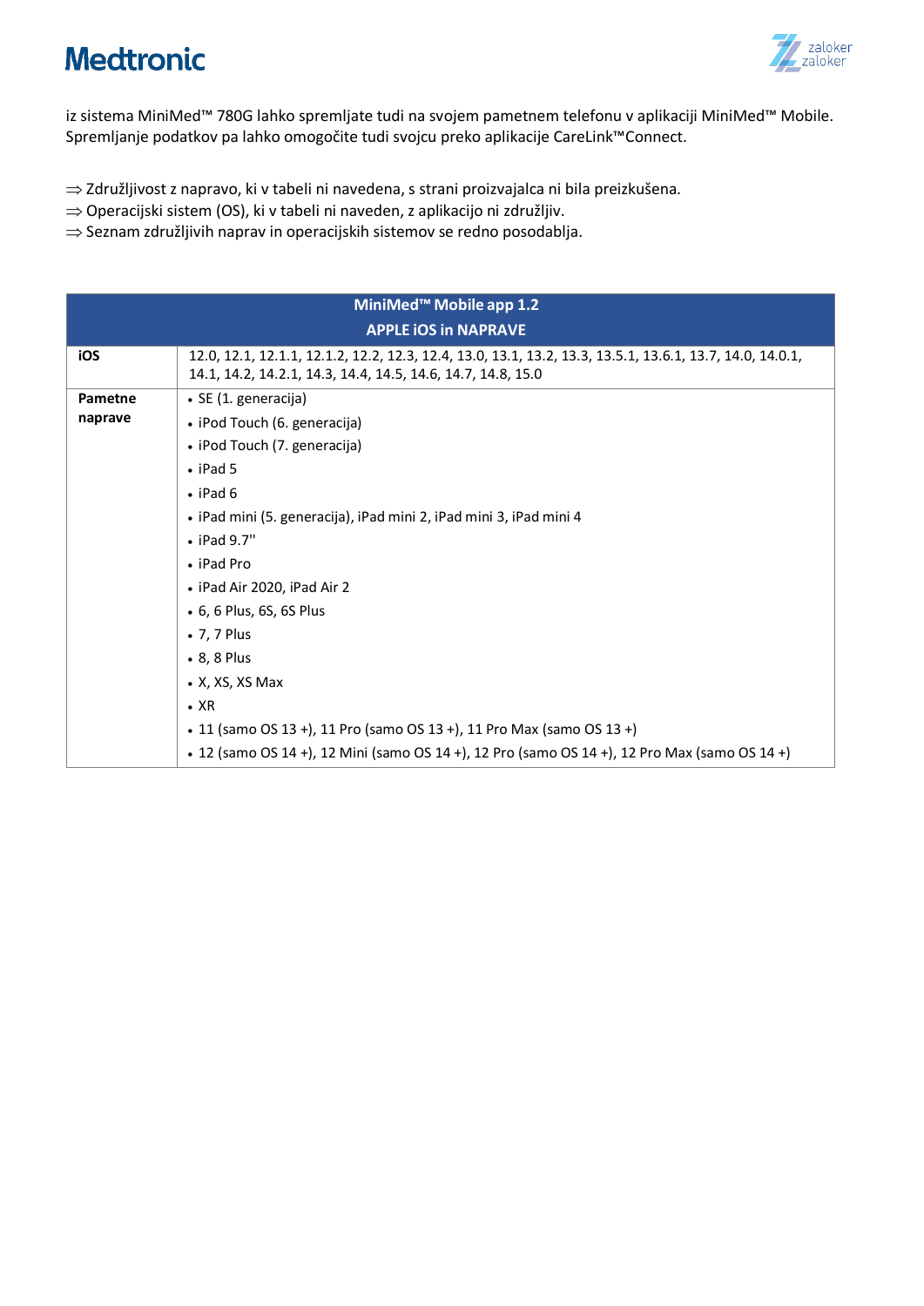iz sistema MiniMed™ 780G lahko spremljate tudi na svojem pametnem telefonu v aplikaciji MiniMed™ Mobile. Spremljanje podatkov pa lahko omogočite tudi svojcu preko aplikacije CareLink™Connect.

⇒ Združljivost z napravo, ki v tabeli ni navedena, s strani proizvajalca ni bila preizkušena.
⇒ Operacijski sistem (OS), ki v tabeli ni naveden, z aplikacijo ni združljiv.
⇒ Seznam združljivih naprav in operacijskih sistemov se redno posodablja.

| **MiniMed™ Mobile app 1.2**<br>**APPLE iOS in NAPRAVE** | |
|---|---|
| **iOS** | 12.0, 12.1, 12.1.1, 12.1.2, 12.2, 12.3, 12.4, 13.0, 13.1, 13.2, 13.3, 13.5.1, 13.6.1, 13.7, 14.0, 14.0.1, 14.1, 14.2, 14.2.1, 14.3, 14.4, 14.5, 14.6, 14.7, 14.8, 15.0 |
| **Pametne naprave** | • SE (1. generacija)<br>• iPod Touch (6. generacija)<br>• iPod Touch (7. generacija)<br>• iPad 5<br>• iPad 6<br>• iPad mini (5. generacija), iPad mini 2, iPad mini 3, iPad mini 4<br>• iPad 9.7''<br>• iPad Pro<br>• iPad Air 2020, iPad Air 2<br>• 6, 6 Plus, 6S, 6S Plus<br>• 7, 7 Plus<br>• 8, 8 Plus<br>• X, XS, XS Max<br>• XR<br>• 11 (samo OS 13 +), 11 Pro (samo OS 13 +), 11 Pro Max (samo OS 13 +)<br>• 12 (samo OS 14 +), 12 Mini (samo OS 14 +), 12 Pro (samo OS 14 +), 12 Pro Max (samo OS 14 +) |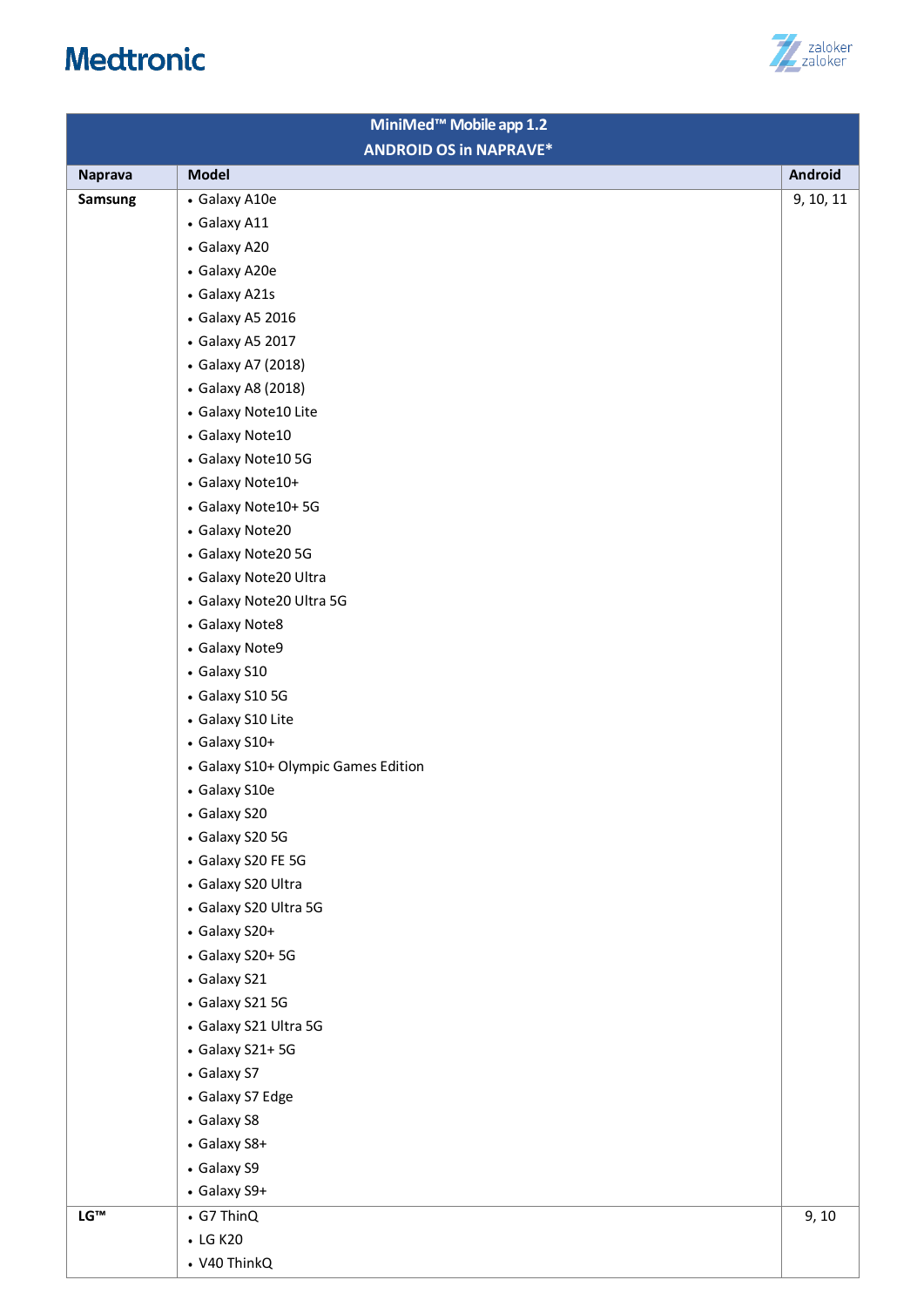| MiniMed™ Mobile app 1.2<br>ANDROID OS in NAPRAVE* | | |
|---|---|---|
| **Naprava** | **Model** | **Android** |
| **Samsung** | • Galaxy A10e<br>• Galaxy A11<br>• Galaxy A20<br>• Galaxy A20e<br>• Galaxy A21s<br>• Galaxy A5 2016<br>• Galaxy A5 2017<br>• Galaxy A7 (2018)<br>• Galaxy A8 (2018)<br>• Galaxy Note10 Lite<br>• Galaxy Note10<br>• Galaxy Note10 5G<br>• Galaxy Note10+<br>• Galaxy Note10+ 5G<br>• Galaxy Note20<br>• Galaxy Note20 5G<br>• Galaxy Note20 Ultra<br>• Galaxy Note20 Ultra 5G<br>• Galaxy Note8<br>• Galaxy Note9<br>• Galaxy S10<br>• Galaxy S10 5G<br>• Galaxy S10 Lite<br>• Galaxy S10+<br>• Galaxy S10+ Olympic Games Edition<br>• Galaxy S10e<br>• Galaxy S20<br>• Galaxy S20 5G<br>• Galaxy S20 FE 5G<br>• Galaxy S20 Ultra<br>• Galaxy S20 Ultra 5G<br>• Galaxy S20+<br>• Galaxy S20+ 5G<br>• Galaxy S21<br>• Galaxy S21 5G<br>• Galaxy S21 Ultra 5G<br>• Galaxy S21+ 5G<br>• Galaxy S7<br>• Galaxy S7 Edge<br>• Galaxy S8<br>• Galaxy S8+<br>• Galaxy S9<br>• Galaxy S9+ | 9, 10, 11 |
| **LG™** | • G7 ThinQ<br>• LG K20<br>• V40 ThinQ | 9, 10 |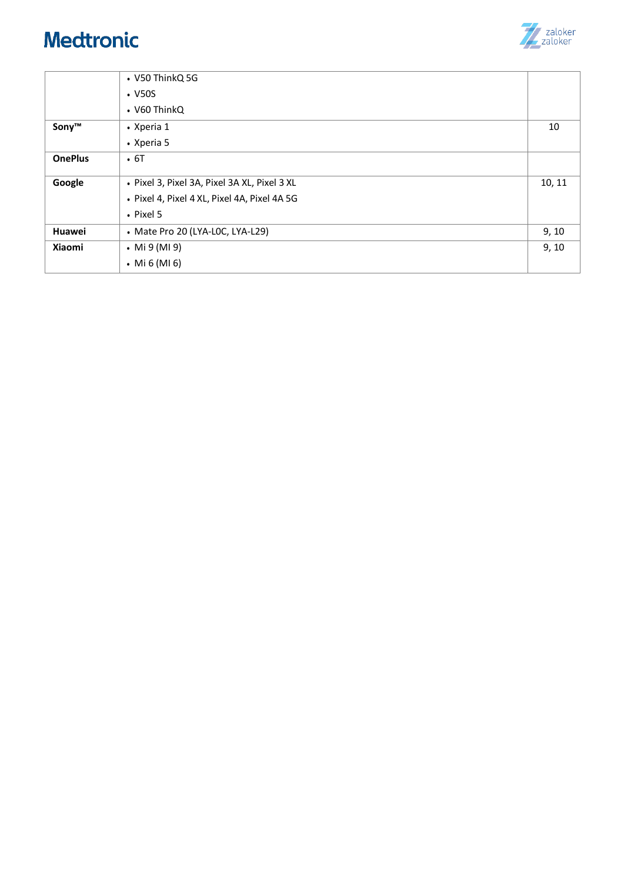| | | |
|---|---|---|
| | • V50 ThinkQ 5G<br>• V50S<br>• V60 ThinkQ | |
| **Sony™** | • Xperia 1<br>• Xperia 5 | 10 |
| **OnePlus** | • 6T | |
| **Google** | • Pixel 3, Pixel 3A, Pixel 3A XL, Pixel 3 XL<br>• Pixel 4, Pixel 4 XL, Pixel 4A, Pixel 4A 5G<br>• Pixel 5 | 10, 11 |
| **Huawei** | • Mate Pro 20 (LYA-L0C, LYA-L29) | 9, 10 |
| **Xiaomi** | • Mi 9 (MI 9)<br>• Mi 6 (MI 6) | 9, 10 |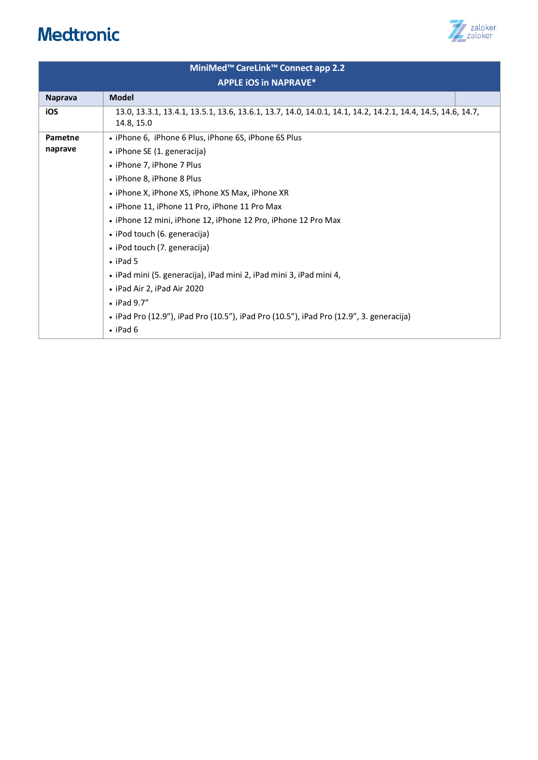| MiniMed™ CareLink™ Connect app 2.2<br>APPLE iOS in NAPRAVE* | |
|---|---|
| **Naprava** | **Model** |
| **iOS** | 13.0, 13.3.1, 13.4.1, 13.5.1, 13.6, 13.6.1, 13.7, 14.0, 14.0.1, 14.1, 14.2, 14.2.1, 14.4, 14.5, 14.6, 14.7, 14.8, 15.0 |
| **Pametne naprave** | • iPhone 6, iPhone 6 Plus, iPhone 6S, iPhone 6S Plus<br>• iPhone SE (1. generacija)<br>• iPhone 7, iPhone 7 Plus<br>• iPhone 8, iPhone 8 Plus<br>• iPhone X, iPhone XS, iPhone XS Max, iPhone XR<br>• iPhone 11, iPhone 11 Pro, iPhone 11 Pro Max<br>• iPhone 12 mini, iPhone 12, iPhone 12 Pro, iPhone 12 Pro Max<br>• iPod touch (6. generacija)<br>• iPod touch (7. generacija)<br>• iPad 5<br>• iPad mini (5. generacija), iPad mini 2, iPad mini 3, iPad mini 4,<br>• iPad Air 2, iPad Air 2020<br>• iPad 9.7”<br>• iPad Pro (12.9”), iPad Pro (10.5”), iPad Pro (10.5”), iPad Pro (12.9”, 3. generacija)<br>• iPad 6 |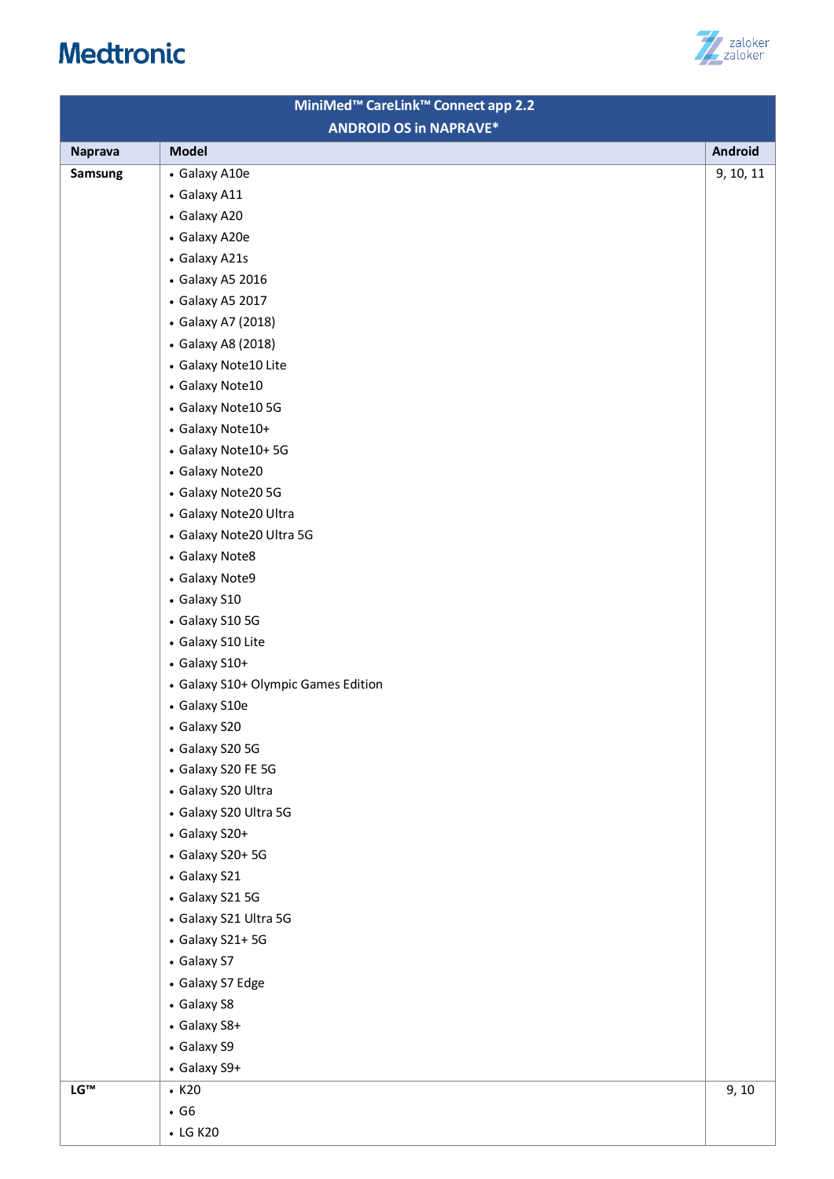| MiniMed™ CareLink™ Connect app 2.2<br>ANDROID OS in NAPRAVE* | | |
|---|---|---|
| **Naprava** | **Model** | **Android** |
| **Samsung** | • Galaxy A10e<br>• Galaxy A11<br>• Galaxy A20<br>• Galaxy A20e<br>• Galaxy A21s<br>• Galaxy A5 2016<br>• Galaxy A5 2017<br>• Galaxy A7 (2018)<br>• Galaxy A8 (2018)<br>• Galaxy Note10 Lite<br>• Galaxy Note10<br>• Galaxy Note10 5G<br>• Galaxy Note10+<br>• Galaxy Note10+ 5G<br>• Galaxy Note20<br>• Galaxy Note20 5G<br>• Galaxy Note20 Ultra<br>• Galaxy Note20 Ultra 5G<br>• Galaxy Note8<br>• Galaxy Note9<br>• Galaxy S10<br>• Galaxy S10 5G<br>• Galaxy S10 Lite<br>• Galaxy S10+<br>• Galaxy S10+ Olympic Games Edition<br>• Galaxy S10e<br>• Galaxy S20<br>• Galaxy S20 5G<br>• Galaxy S20 FE 5G<br>• Galaxy S20 Ultra<br>• Galaxy S20 Ultra 5G<br>• Galaxy S20+<br>• Galaxy S20+ 5G<br>• Galaxy S21<br>• Galaxy S21 5G<br>• Galaxy S21 Ultra 5G<br>• Galaxy S21+ 5G<br>• Galaxy S7<br>• Galaxy S7 Edge<br>• Galaxy S8<br>• Galaxy S8+<br>• Galaxy S9<br>• Galaxy S9+ | 9, 10, 11 |
| **LG™** | • K20<br>• G6<br>• LG K20 | 9, 10 |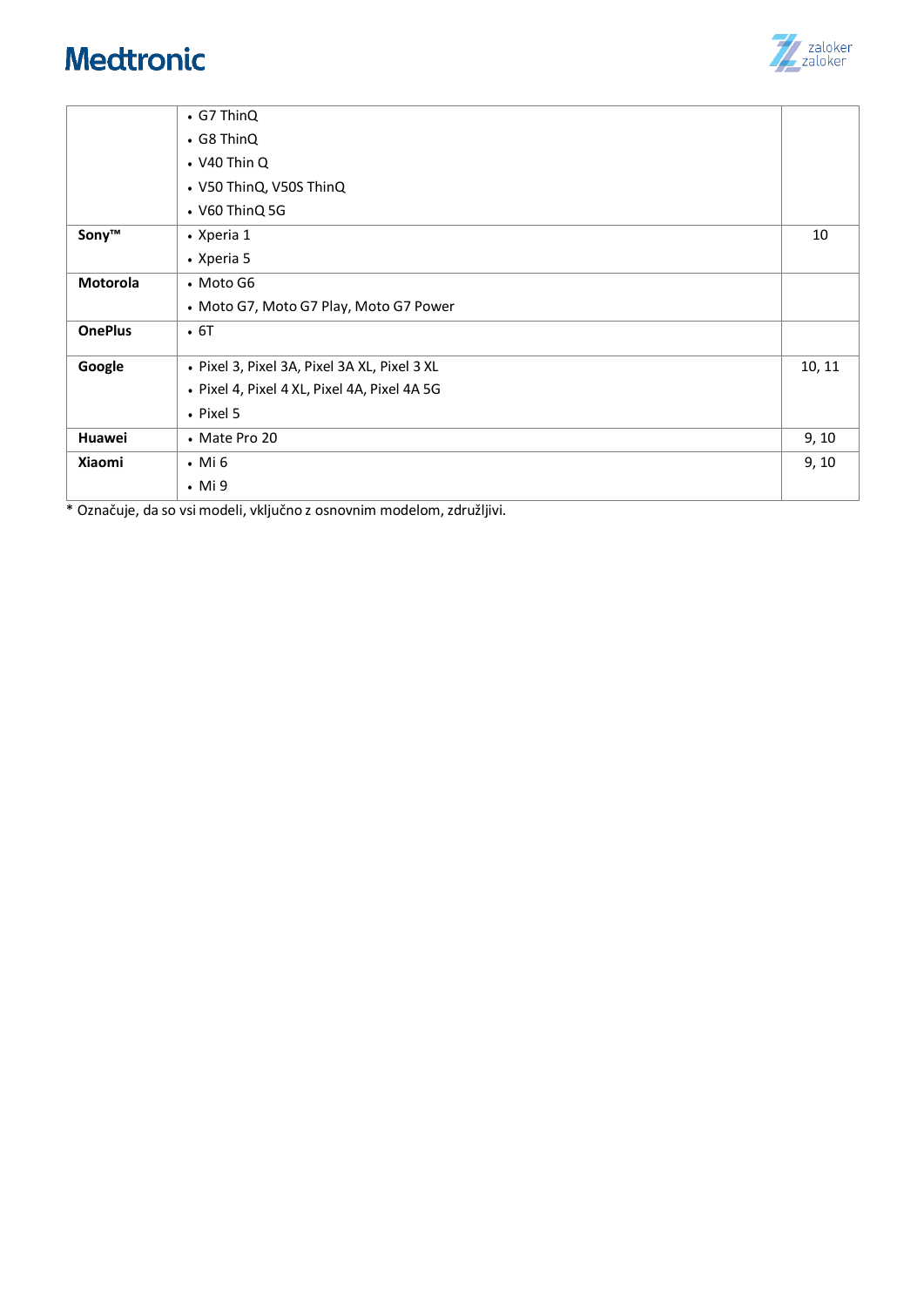| | | |
|---|---|---|
| | • G7 ThinQ<br>• G8 ThinQ<br>• V40 Thin Q<br>• V50 ThinQ, V50S ThinQ<br>• V60 ThinQ 5G | |
| **Sony™** | • Xperia 1<br>• Xperia 5 | 10 |
| **Motorola** | • Moto G6<br>• Moto G7, Moto G7 Play, Moto G7 Power | |
| **OnePlus** | • 6T | |
| **Google** | • Pixel 3, Pixel 3A, Pixel 3A XL, Pixel 3 XL<br>• Pixel 4, Pixel 4 XL, Pixel 4A, Pixel 4A 5G<br>• Pixel 5 | 10, 11 |
| **Huawei** | • Mate Pro 20 | 9, 10 |
| **Xiaomi** | • Mi 6<br>• Mi 9 | 9, 10 |

* Označuje, da so vsi modeli, vključno z osnovnim modelom, združljivi.